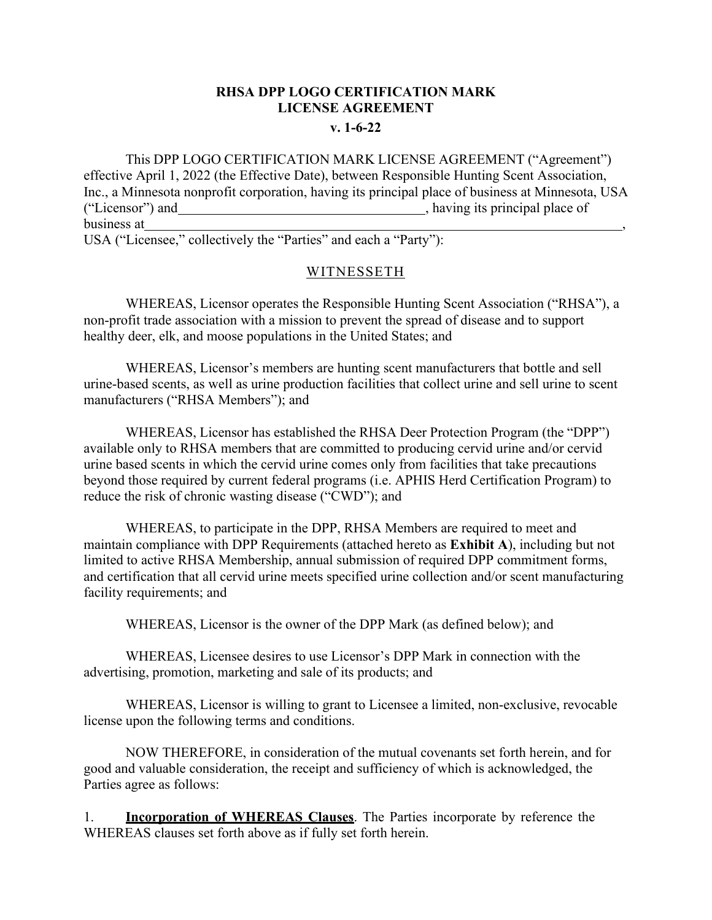# RHSA DPP LOGO CERTIFICATION MARK LICENSE AGREEMENT

**v. 1-6-22**

This DPP LOGO CERTIFICATION MARK LICENSE AGREEMENT ("Agreement") effective April 1, 2022 (the Effective Date), between Responsible Hunting Scent Association, Inc., a Minnesota nonprofit corporation, having its principal place of business at Minnesota, USA ("Licensor") and\_\_\_\_\_\_\_\_\_\_\_\_\_\_\_\_\_\_\_\_\_\_\_\_\_\_\_\_\_\_\_\_\_\_\_\_\_\_, having its principal place of business at\_\_\_\_\_\_\_\_\_\_\_\_\_\_\_\_\_\_\_\_\_\_\_\_\_\_\_\_\_\_\_\_\_\_\_\_\_\_\_\_\_\_\_\_\_\_\_\_\_\_\_\_\_\_\_\_\_\_\_\_\_\_\_\_\_\_\_\_\_\_\_\_\_\_, USA ("Licensee," collectively the "Parties" and each a "Party"):

## WITNESSETH

WHEREAS, Licensor operates the Responsible Hunting Scent Association ("RHSA"), a non-profit trade association with a mission to prevent the spread of disease and to support healthy deer, elk, and moose populations in the United States; and

WHEREAS, Licensor's members are hunting scent manufacturers that bottle and sell urine-based scents, as well as urine production facilities that collect urine and sell urine to scent manufacturers ("RHSA Members"); and

WHEREAS, Licensor has established the RHSA Deer Protection Program (the "DPP") available only to RHSA members that are committed to producing cervid urine and/or cervid urine based scents in which the cervid urine comes only from facilities that take precautions beyond those required by current federal programs (i.e. APHIS Herd Certification Program) to reduce the risk of chronic wasting disease ("CWD"); and

WHEREAS, to participate in the DPP, RHSA Members are required to meet and maintain compliance with DPP Requirements (attached hereto as **Exhibit A**), including but not limited to active RHSA Membership, annual submission of required DPP commitment forms, and certification that all cervid urine meets specified urine collection and/or scent manufacturing facility requirements; and

WHEREAS, Licensor is the owner of the DPP Mark (as defined below); and

WHEREAS, Licensee desires to use Licensor's DPP Mark in connection with the advertising, promotion, marketing and sale of its products; and

WHEREAS, Licensor is willing to grant to Licensee a limited, non-exclusive, revocable license upon the following terms and conditions.

NOW THEREFORE, in consideration of the mutual covenants set forth herein, and for good and valuable consideration, the receipt and sufficiency of which is acknowledged, the Parties agree as follows:

1. **Incorporation of WHEREAS Clauses**. The Parties incorporate by reference the WHEREAS clauses set forth above as if fully set forth herein.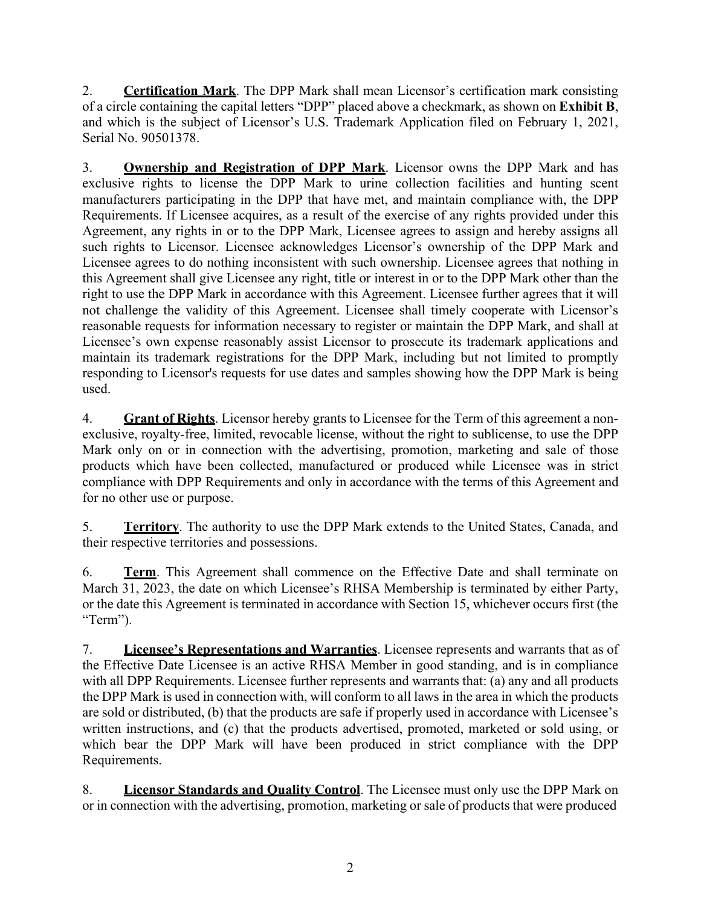2. **Certification Mark**. The DPP Mark shall mean Licensor's certification mark consisting of a circle containing the capital letters "DPP" placed above a checkmark, as shown on **Exhibit B**, and which is the subject of Licensor's U.S. Trademark Application filed on February 1, 2021, Serial No. 90501378.

3. **Ownership and Registration of DPP Mark**. Licensor owns the DPP Mark and has exclusive rights to license the DPP Mark to urine collection facilities and hunting scent manufacturers participating in the DPP that have met, and maintain compliance with, the DPP Requirements. If Licensee acquires, as a result of the exercise of any rights provided under this Agreement, any rights in or to the DPP Mark, Licensee agrees to assign and hereby assigns all such rights to Licensor. Licensee acknowledges Licensor's ownership of the DPP Mark and Licensee agrees to do nothing inconsistent with such ownership. Licensee agrees that nothing in this Agreement shall give Licensee any right, title or interest in or to the DPP Mark other than the right to use the DPP Mark in accordance with this Agreement. Licensee further agrees that it will not challenge the validity of this Agreement. Licensee shall timely cooperate with Licensor's reasonable requests for information necessary to register or maintain the DPP Mark, and shall at Licensee's own expense reasonably assist Licensor to prosecute its trademark applications and maintain its trademark registrations for the DPP Mark, including but not limited to promptly responding to Licensor's requests for use dates and samples showing how the DPP Mark is being used.

4. **Grant of Rights**. Licensor hereby grants to Licensee for the Term of this agreement a non-exclusive, royalty-free, limited, revocable license, without the right to sublicense, to use the DPP Mark only on or in connection with the advertising, promotion, marketing and sale of those products which have been collected, manufactured or produced while Licensee was in strict compliance with DPP Requirements and only in accordance with the terms of this Agreement and for no other use or purpose.

5. **Territory**. The authority to use the DPP Mark extends to the United States, Canada, and their respective territories and possessions.

6. **Term**. This Agreement shall commence on the Effective Date and shall terminate on March 31, 2023, the date on which Licensee's RHSA Membership is terminated by either Party, or the date this Agreement is terminated in accordance with Section 15, whichever occurs first (the "Term").

7. **Licensee's Representations and Warranties**. Licensee represents and warrants that as of the Effective Date Licensee is an active RHSA Member in good standing, and is in compliance with all DPP Requirements. Licensee further represents and warrants that: (a) any and all products the DPP Mark is used in connection with, will conform to all laws in the area in which the products are sold or distributed, (b) that the products are safe if properly used in accordance with Licensee's written instructions, and (c) that the products advertised, promoted, marketed or sold using, or which bear the DPP Mark will have been produced in strict compliance with the DPP Requirements.

8. **Licensor Standards and Quality Control**. The Licensee must only use the DPP Mark on or in connection with the advertising, promotion, marketing or sale of products that were produced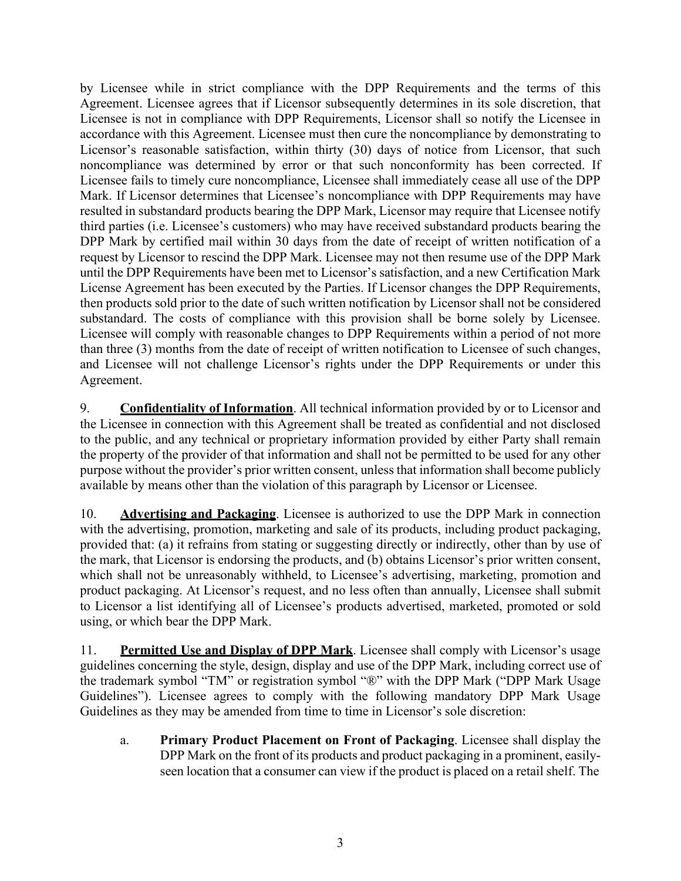by Licensee while in strict compliance with the DPP Requirements and the terms of this Agreement. Licensee agrees that if Licensor subsequently determines in its sole discretion, that Licensee is not in compliance with DPP Requirements, Licensor shall so notify the Licensee in accordance with this Agreement. Licensee must then cure the noncompliance by demonstrating to Licensor's reasonable satisfaction, within thirty (30) days of notice from Licensor, that such noncompliance was determined by error or that such nonconformity has been corrected. If Licensee fails to timely cure noncompliance, Licensee shall immediately cease all use of the DPP Mark. If Licensor determines that Licensee's noncompliance with DPP Requirements may have resulted in substandard products bearing the DPP Mark, Licensor may require that Licensee notify third parties (i.e. Licensee's customers) who may have received substandard products bearing the DPP Mark by certified mail within 30 days from the date of receipt of written notification of a request by Licensor to rescind the DPP Mark. Licensee may not then resume use of the DPP Mark until the DPP Requirements have been met to Licensor's satisfaction, and a new Certification Mark License Agreement has been executed by the Parties. If Licensor changes the DPP Requirements, then products sold prior to the date of such written notification by Licensor shall not be considered substandard. The costs of compliance with this provision shall be borne solely by Licensee. Licensee will comply with reasonable changes to DPP Requirements within a period of not more than three (3) months from the date of receipt of written notification to Licensee of such changes, and Licensee will not challenge Licensor's rights under the DPP Requirements or under this Agreement.

9. **Confidentiality of Information**. All technical information provided by or to Licensor and the Licensee in connection with this Agreement shall be treated as confidential and not disclosed to the public, and any technical or proprietary information provided by either Party shall remain the property of the provider of that information and shall not be permitted to be used for any other purpose without the provider's prior written consent, unless that information shall become publicly available by means other than the violation of this paragraph by Licensor or Licensee.

10. **Advertising and Packaging**. Licensee is authorized to use the DPP Mark in connection with the advertising, promotion, marketing and sale of its products, including product packaging, provided that: (a) it refrains from stating or suggesting directly or indirectly, other than by use of the mark, that Licensor is endorsing the products, and (b) obtains Licensor's prior written consent, which shall not be unreasonably withheld, to Licensee's advertising, marketing, promotion and product packaging. At Licensor's request, and no less often than annually, Licensee shall submit to Licensor a list identifying all of Licensee's products advertised, marketed, promoted or sold using, or which bear the DPP Mark.

11. **Permitted Use and Display of DPP Mark**. Licensee shall comply with Licensor's usage guidelines concerning the style, design, display and use of the DPP Mark, including correct use of the trademark symbol "TM" or registration symbol "®" with the DPP Mark ("DPP Mark Usage Guidelines"). Licensee agrees to comply with the following mandatory DPP Mark Usage Guidelines as they may be amended from time to time in Licensor's sole discretion:

a. **Primary Product Placement on Front of Packaging**. Licensee shall display the DPP Mark on the front of its products and product packaging in a prominent, easily-seen location that a consumer can view if the product is placed on a retail shelf. The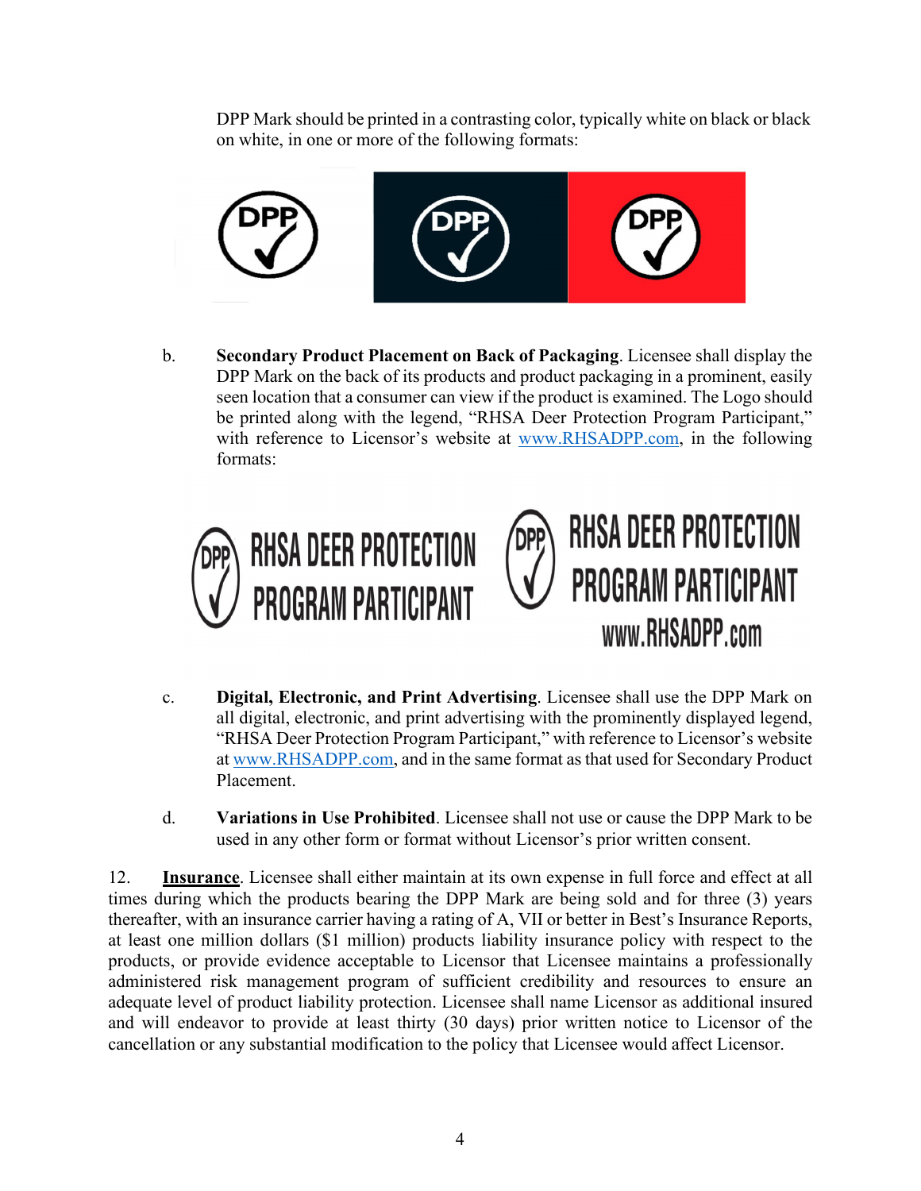DPP Mark should be printed in a contrasting color, typically white on black or black on white, in one or more of the following formats:

b. **Secondary Product Placement on Back of Packaging**. Licensee shall display the DPP Mark on the back of its products and product packaging in a prominent, easily seen location that a consumer can view if the product is examined. The Logo should be printed along with the legend, "RHSA Deer Protection Program Participant," with reference to Licensor's website at www.RHSADPP.com, in the following formats:

c. **Digital, Electronic, and Print Advertising**. Licensee shall use the DPP Mark on all digital, electronic, and print advertising with the prominently displayed legend, "RHSA Deer Protection Program Participant," with reference to Licensor's website at www.RHSADPP.com, and in the same format as that used for Secondary Product Placement.

d. **Variations in Use Prohibited**. Licensee shall not use or cause the DPP Mark to be used in any other form or format without Licensor's prior written consent.

12. **Insurance**. Licensee shall either maintain at its own expense in full force and effect at all times during which the products bearing the DPP Mark are being sold and for three (3) years thereafter, with an insurance carrier having a rating of A, VII or better in Best's Insurance Reports, at least one million dollars ($1 million) products liability insurance policy with respect to the products, or provide evidence acceptable to Licensor that Licensee maintains a professionally administered risk management program of sufficient credibility and resources to ensure an adequate level of product liability protection. Licensee shall name Licensor as additional insured and will endeavor to provide at least thirty (30 days) prior written notice to Licensor of the cancellation or any substantial modification to the policy that Licensee would affect Licensor.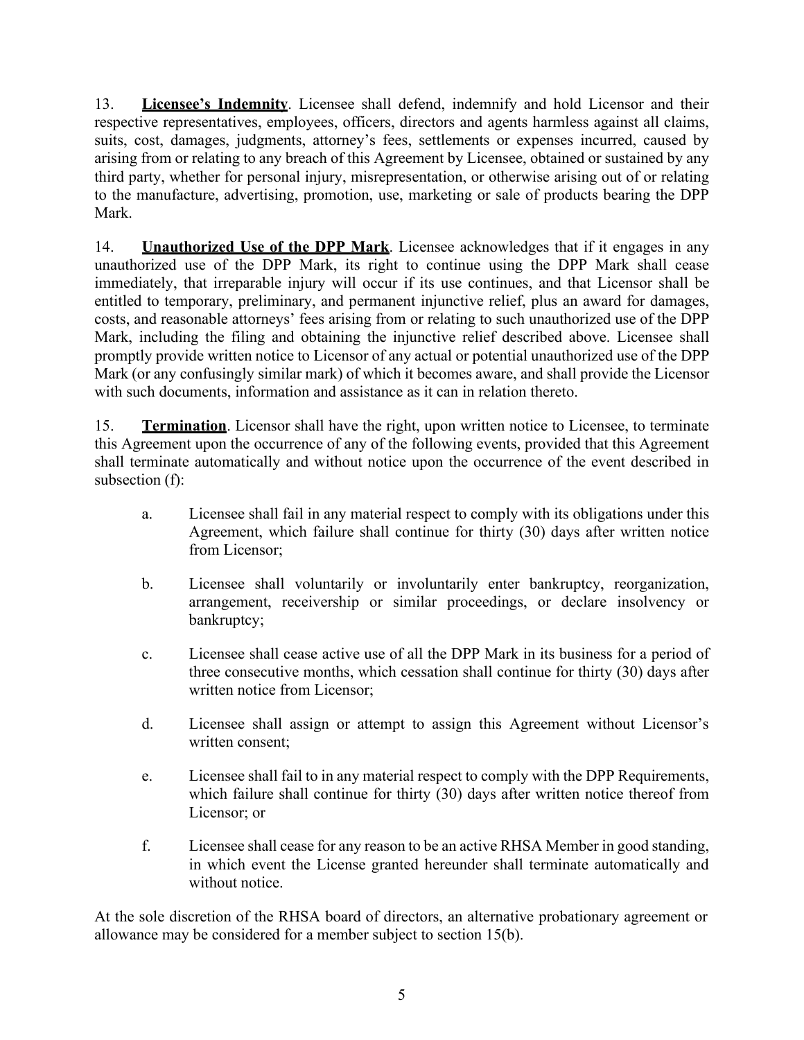13. **Licensee's Indemnity**. Licensee shall defend, indemnify and hold Licensor and their respective representatives, employees, officers, directors and agents harmless against all claims, suits, cost, damages, judgments, attorney's fees, settlements or expenses incurred, caused by arising from or relating to any breach of this Agreement by Licensee, obtained or sustained by any third party, whether for personal injury, misrepresentation, or otherwise arising out of or relating to the manufacture, advertising, promotion, use, marketing or sale of products bearing the DPP Mark.

14. **Unauthorized Use of the DPP Mark**. Licensee acknowledges that if it engages in any unauthorized use of the DPP Mark, its right to continue using the DPP Mark shall cease immediately, that irreparable injury will occur if its use continues, and that Licensor shall be entitled to temporary, preliminary, and permanent injunctive relief, plus an award for damages, costs, and reasonable attorneys' fees arising from or relating to such unauthorized use of the DPP Mark, including the filing and obtaining the injunctive relief described above. Licensee shall promptly provide written notice to Licensor of any actual or potential unauthorized use of the DPP Mark (or any confusingly similar mark) of which it becomes aware, and shall provide the Licensor with such documents, information and assistance as it can in relation thereto.

15. **Termination**. Licensor shall have the right, upon written notice to Licensee, to terminate this Agreement upon the occurrence of any of the following events, provided that this Agreement shall terminate automatically and without notice upon the occurrence of the event described in subsection (f):

a. Licensee shall fail in any material respect to comply with its obligations under this Agreement, which failure shall continue for thirty (30) days after written notice from Licensor;

b. Licensee shall voluntarily or involuntarily enter bankruptcy, reorganization, arrangement, receivership or similar proceedings, or declare insolvency or bankruptcy;

c. Licensee shall cease active use of all the DPP Mark in its business for a period of three consecutive months, which cessation shall continue for thirty (30) days after written notice from Licensor;

d. Licensee shall assign or attempt to assign this Agreement without Licensor's written consent;

e. Licensee shall fail to in any material respect to comply with the DPP Requirements, which failure shall continue for thirty (30) days after written notice thereof from Licensor; or

f. Licensee shall cease for any reason to be an active RHSA Member in good standing, in which event the License granted hereunder shall terminate automatically and without notice.

At the sole discretion of the RHSA board of directors, an alternative probationary agreement or allowance may be considered for a member subject to section 15(b).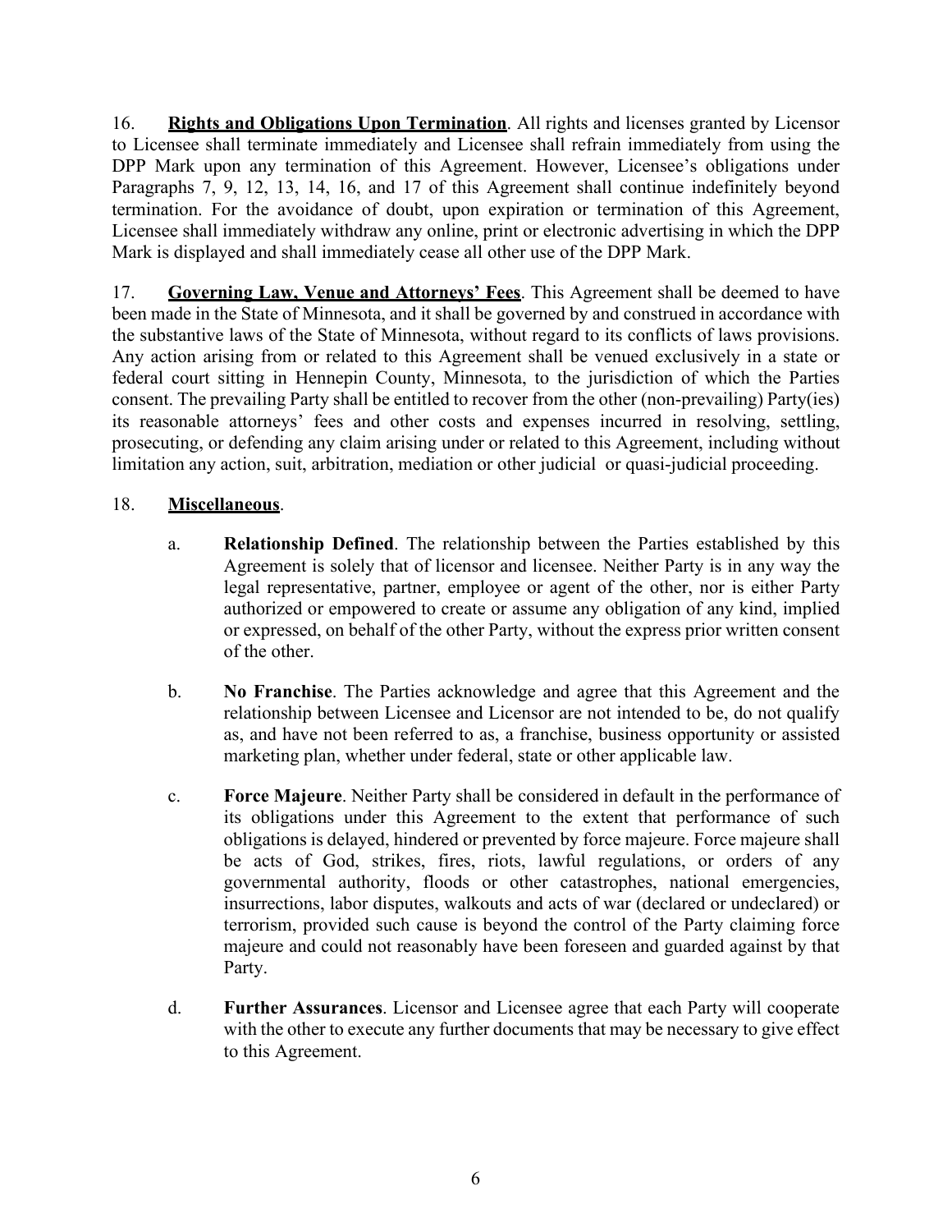16. **<u>Rights and Obligations Upon Termination</u>**. All rights and licenses granted by Licensor to Licensee shall terminate immediately and Licensee shall refrain immediately from using the DPP Mark upon any termination of this Agreement. However, Licensee's obligations under Paragraphs 7, 9, 12, 13, 14, 16, and 17 of this Agreement shall continue indefinitely beyond termination. For the avoidance of doubt, upon expiration or termination of this Agreement, Licensee shall immediately withdraw any online, print or electronic advertising in which the DPP Mark is displayed and shall immediately cease all other use of the DPP Mark.

17. **<u>Governing Law, Venue and Attorneys' Fees</u>**. This Agreement shall be deemed to have been made in the State of Minnesota, and it shall be governed by and construed in accordance with the substantive laws of the State of Minnesota, without regard to its conflicts of laws provisions. Any action arising from or related to this Agreement shall be venued exclusively in a state or federal court sitting in Hennepin County, Minnesota, to the jurisdiction of which the Parties consent. The prevailing Party shall be entitled to recover from the other (non-prevailing) Party(ies) its reasonable attorneys' fees and other costs and expenses incurred in resolving, settling, prosecuting, or defending any claim arising under or related to this Agreement, including without limitation any action, suit, arbitration, mediation or other judicial or quasi-judicial proceeding.

18. **<u>Miscellaneous</u>**.

a. **Relationship Defined**. The relationship between the Parties established by this Agreement is solely that of licensor and licensee. Neither Party is in any way the legal representative, partner, employee or agent of the other, nor is either Party authorized or empowered to create or assume any obligation of any kind, implied or expressed, on behalf of the other Party, without the express prior written consent of the other.

b. **No Franchise**. The Parties acknowledge and agree that this Agreement and the relationship between Licensee and Licensor are not intended to be, do not qualify as, and have not been referred to as, a franchise, business opportunity or assisted marketing plan, whether under federal, state or other applicable law.

c. **Force Majeure**. Neither Party shall be considered in default in the performance of its obligations under this Agreement to the extent that performance of such obligations is delayed, hindered or prevented by force majeure. Force majeure shall be acts of God, strikes, fires, riots, lawful regulations, or orders of any governmental authority, floods or other catastrophes, national emergencies, insurrections, labor disputes, walkouts and acts of war (declared or undeclared) or terrorism, provided such cause is beyond the control of the Party claiming force majeure and could not reasonably have been foreseen and guarded against by that Party.

d. **Further Assurances**. Licensor and Licensee agree that each Party will cooperate with the other to execute any further documents that may be necessary to give effect to this Agreement.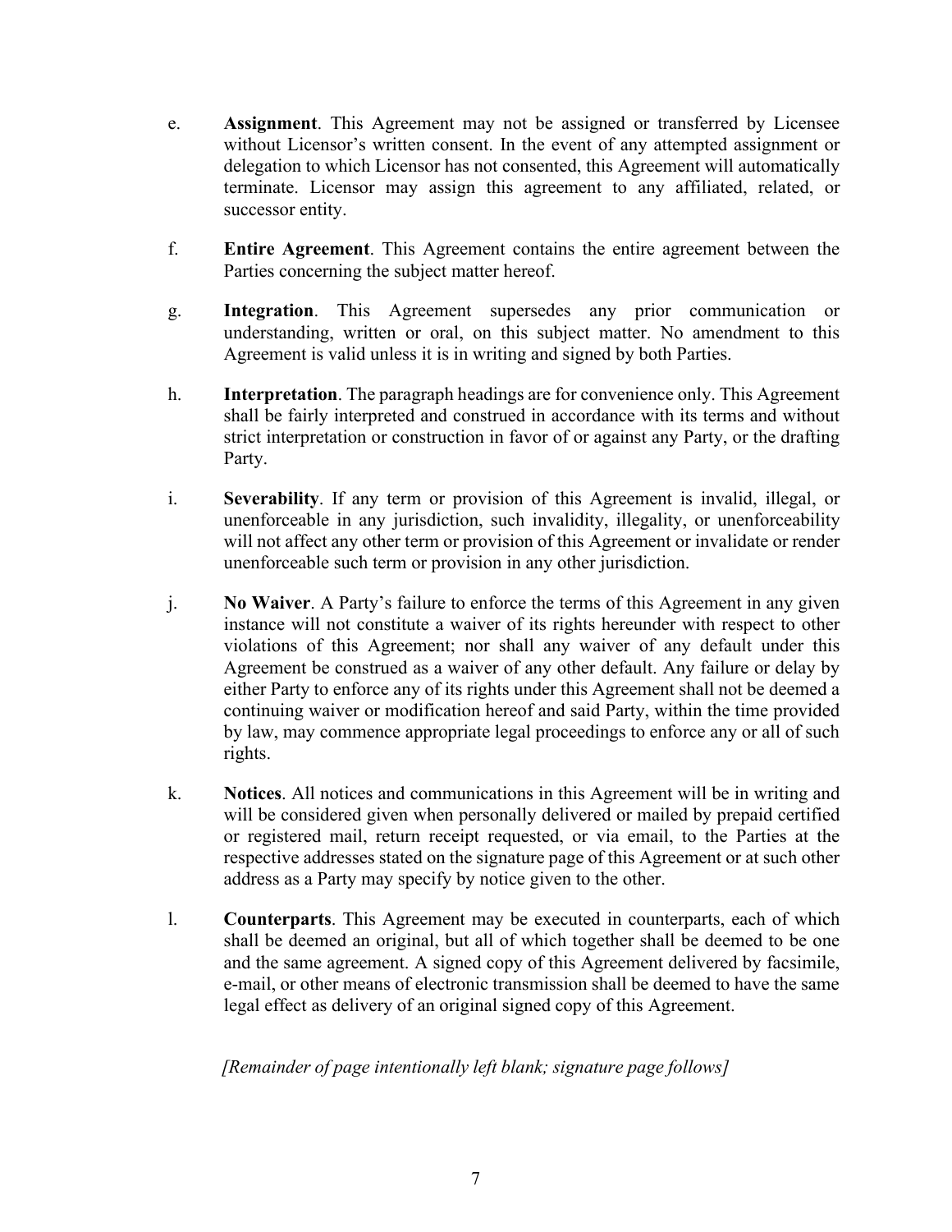e. **Assignment**. This Agreement may not be assigned or transferred by Licensee without Licensor's written consent. In the event of any attempted assignment or delegation to which Licensor has not consented, this Agreement will automatically terminate. Licensor may assign this agreement to any affiliated, related, or successor entity.

f. **Entire Agreement**. This Agreement contains the entire agreement between the Parties concerning the subject matter hereof.

g. **Integration**. This Agreement supersedes any prior communication or understanding, written or oral, on this subject matter. No amendment to this Agreement is valid unless it is in writing and signed by both Parties.

h. **Interpretation**. The paragraph headings are for convenience only. This Agreement shall be fairly interpreted and construed in accordance with its terms and without strict interpretation or construction in favor of or against any Party, or the drafting Party.

i. **Severability**. If any term or provision of this Agreement is invalid, illegal, or unenforceable in any jurisdiction, such invalidity, illegality, or unenforceability will not affect any other term or provision of this Agreement or invalidate or render unenforceable such term or provision in any other jurisdiction.

j. **No Waiver**. A Party's failure to enforce the terms of this Agreement in any given instance will not constitute a waiver of its rights hereunder with respect to other violations of this Agreement; nor shall any waiver of any default under this Agreement be construed as a waiver of any other default. Any failure or delay by either Party to enforce any of its rights under this Agreement shall not be deemed a continuing waiver or modification hereof and said Party, within the time provided by law, may commence appropriate legal proceedings to enforce any or all of such rights.

k. **Notices**. All notices and communications in this Agreement will be in writing and will be considered given when personally delivered or mailed by prepaid certified or registered mail, return receipt requested, or via email, to the Parties at the respective addresses stated on the signature page of this Agreement or at such other address as a Party may specify by notice given to the other.

l. **Counterparts**. This Agreement may be executed in counterparts, each of which shall be deemed an original, but all of which together shall be deemed to be one and the same agreement. A signed copy of this Agreement delivered by facsimile, e-mail, or other means of electronic transmission shall be deemed to have the same legal effect as delivery of an original signed copy of this Agreement.

*[Remainder of page intentionally left blank; signature page follows]*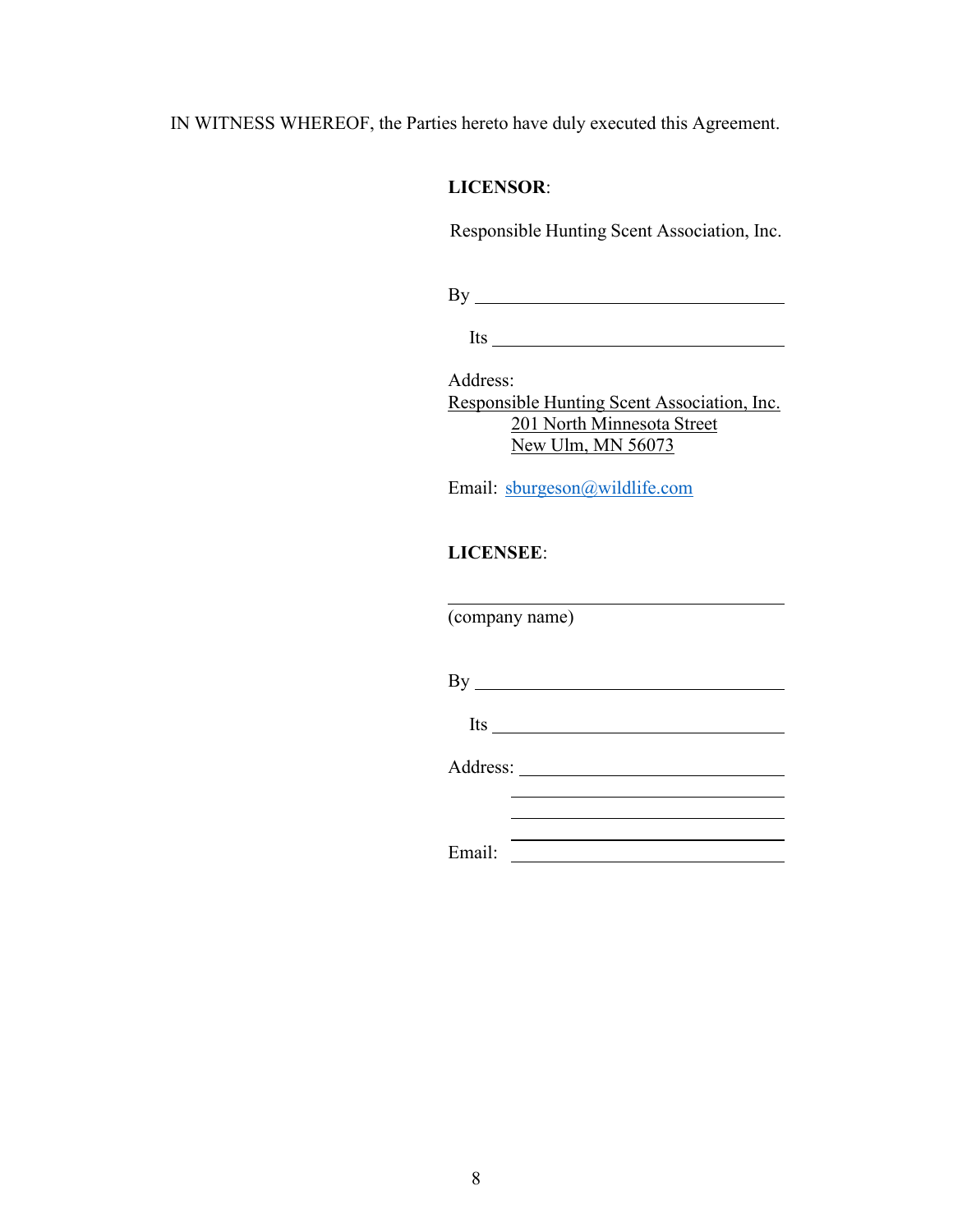IN WITNESS WHEREOF, the Parties hereto have duly executed this Agreement.

**LICENSOR**:

Responsible Hunting Scent Association, Inc.

By ________________________________

Its ________________________________

Address:
Responsible Hunting Scent Association, Inc.
201 North Minnesota Street
New Ulm, MN 56073

Email: sburgeson@wildlife.com

**LICENSEE**:

________________________________
(company name)

By ________________________________

Its ________________________________

Address: ________________________________
________________________________
________________________________
________________________________

Email: ________________________________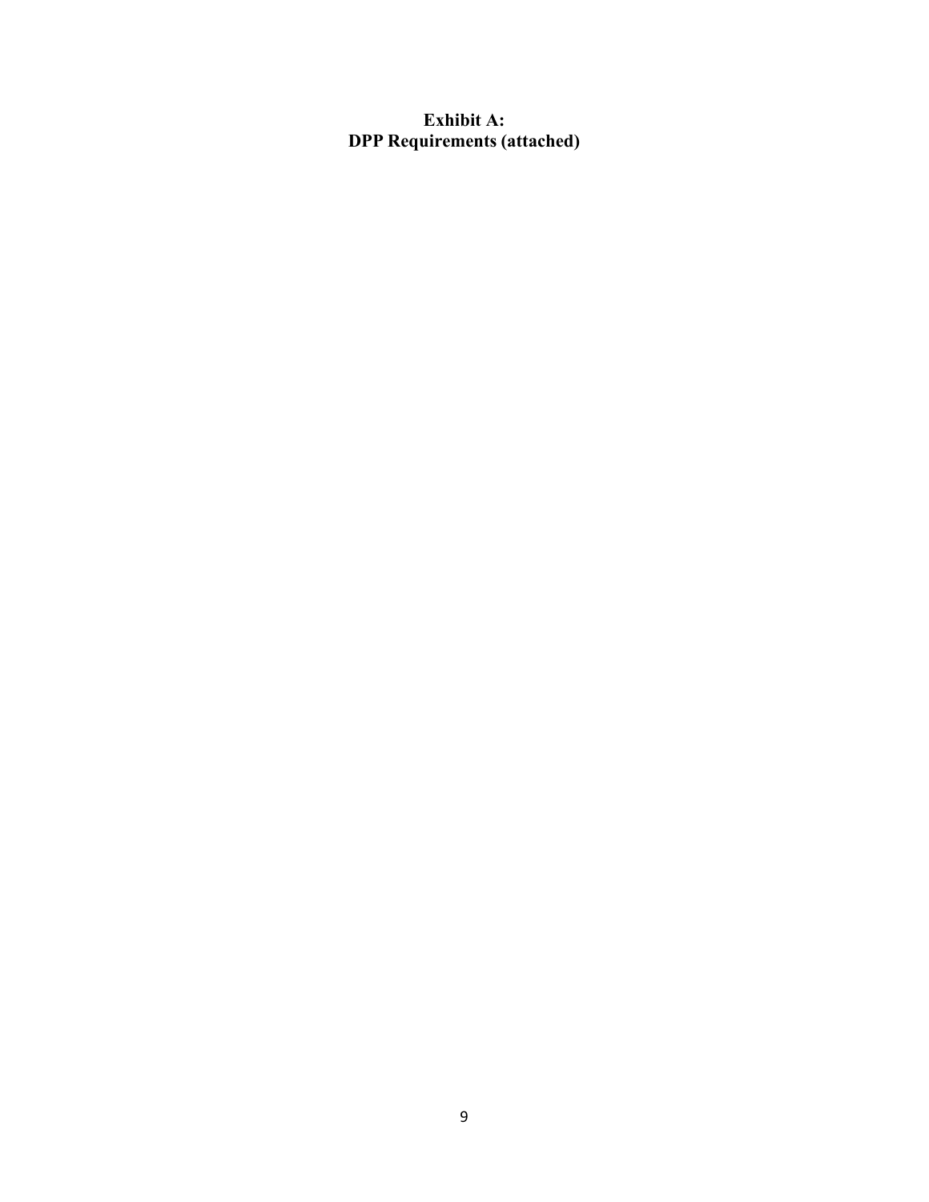# Exhibit A:
# DPP Requirements (attached)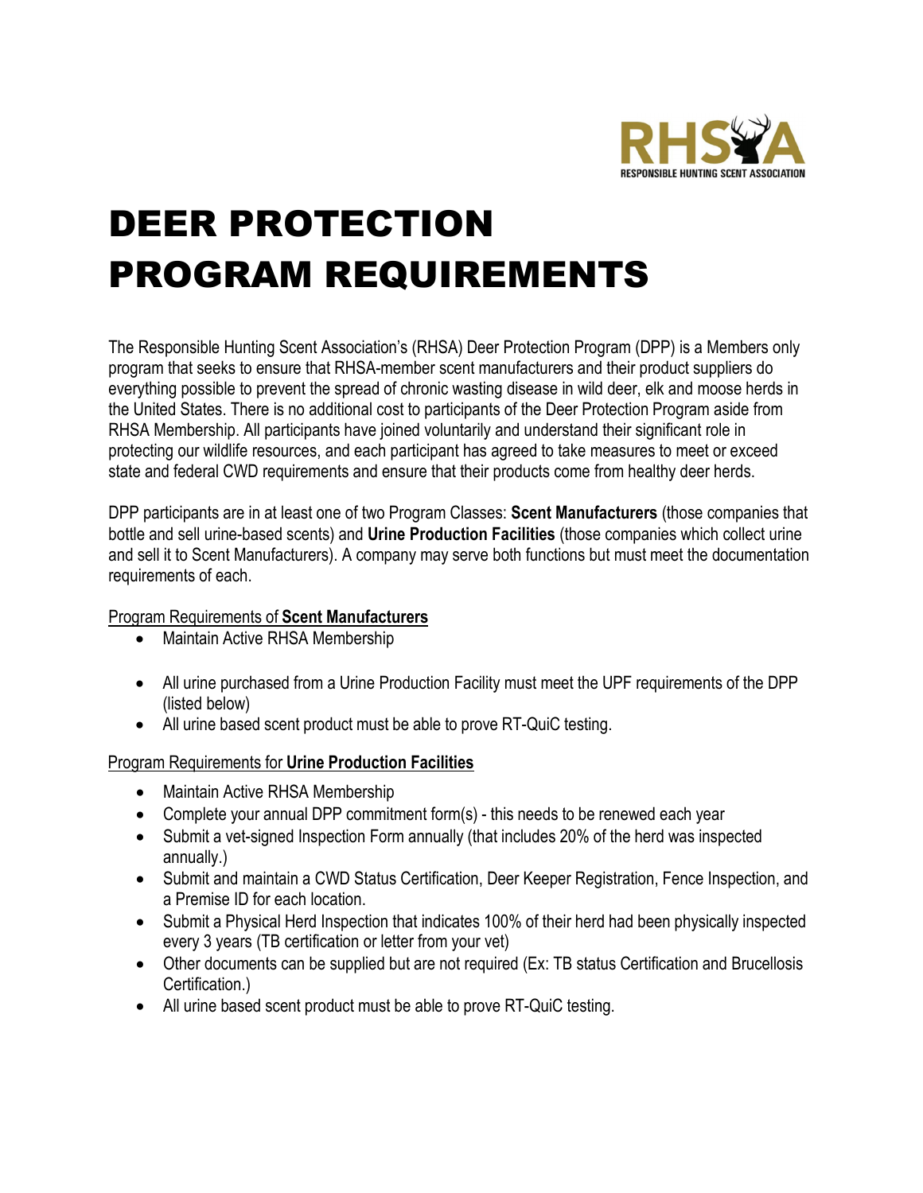# DEER PROTECTION PROGRAM REQUIREMENTS

The Responsible Hunting Scent Association's (RHSA) Deer Protection Program (DPP) is a Members only program that seeks to ensure that RHSA-member scent manufacturers and their product suppliers do everything possible to prevent the spread of chronic wasting disease in wild deer, elk and moose herds in the United States. There is no additional cost to participants of the Deer Protection Program aside from RHSA Membership. All participants have joined voluntarily and understand their significant role in protecting our wildlife resources, and each participant has agreed to take measures to meet or exceed state and federal CWD requirements and ensure that their products come from healthy deer herds.

DPP participants are in at least one of two Program Classes: **Scent Manufacturers** (those companies that bottle and sell urine-based scents) and **Urine Production Facilities** (those companies which collect urine and sell it to Scent Manufacturers). A company may serve both functions but must meet the documentation requirements of each.

<u>Program Requirements of **Scent Manufacturers**</u>

- Maintain Active RHSA Membership
- All urine purchased from a Urine Production Facility must meet the UPF requirements of the DPP (listed below)
- All urine based scent product must be able to prove RT-QuiC testing.

<u>Program Requirements for **Urine Production Facilities**</u>

- Maintain Active RHSA Membership
- Complete your annual DPP commitment form(s) - this needs to be renewed each year
- Submit a vet-signed Inspection Form annually (that includes 20% of the herd was inspected annually.)
- Submit and maintain a CWD Status Certification, Deer Keeper Registration, Fence Inspection, and a Premise ID for each location.
- Submit a Physical Herd Inspection that indicates 100% of their herd had been physically inspected every 3 years (TB certification or letter from your vet)
- Other documents can be supplied but are not required (Ex: TB status Certification and Brucellosis Certification.)
- All urine based scent product must be able to prove RT-QuiC testing.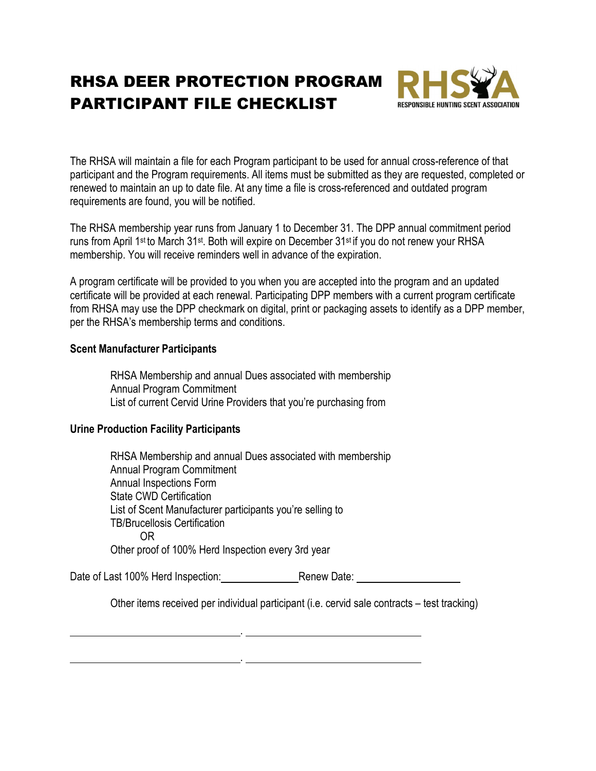# RHSA DEER PROTECTION PROGRAM PARTICIPANT FILE CHECKLIST

RHSA
RESPONSIBLE HUNTING SCENT ASSOCIATION

The RHSA will maintain a file for each Program participant to be used for annual cross-reference of that participant and the Program requirements. All items must be submitted as they are requested, completed or renewed to maintain an up to date file. At any time a file is cross-referenced and outdated program requirements are found, you will be notified.

The RHSA membership year runs from January 1 to December 31. The DPP annual commitment period runs from April 1st to March 31st. Both will expire on December 31st if you do not renew your RHSA membership. You will receive reminders well in advance of the expiration.

A program certificate will be provided to you when you are accepted into the program and an updated certificate will be provided at each renewal. Participating DPP members with a current program certificate from RHSA may use the DPP checkmark on digital, print or packaging assets to identify as a DPP member, per the RHSA's membership terms and conditions.

**Scent Manufacturer Participants**

- RHSA Membership and annual Dues associated with membership
- Annual Program Commitment
- List of current Cervid Urine Providers that you're purchasing from

**Urine Production Facility Participants**

- RHSA Membership and annual Dues associated with membership
- Annual Program Commitment
- Annual Inspections Form
- State CWD Certification
- List of Scent Manufacturer participants you're selling to
- TB/Brucellosis Certification
  OR
  Other proof of 100% Herd Inspection every 3rd year

Date of Last 100% Herd Inspection: ______________ Renew Date: ________________

Other items received per individual participant (i.e. cervid sale contracts – test tracking)

______________________________. ______________________________

______________________________. ______________________________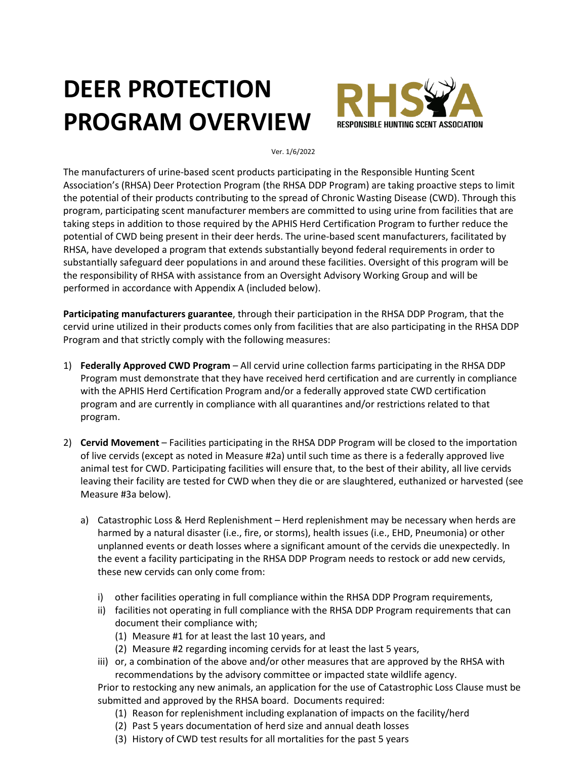# DEER PROTECTION PROGRAM OVERVIEW

RHSA
RESPONSIBLE HUNTING SCENT ASSOCIATION

Ver. 1/6/2022

The manufacturers of urine-based scent products participating in the Responsible Hunting Scent Association's (RHSA) Deer Protection Program (the RHSA DDP Program) are taking proactive steps to limit the potential of their products contributing to the spread of Chronic Wasting Disease (CWD). Through this program, participating scent manufacturer members are committed to using urine from facilities that are taking steps in addition to those required by the APHIS Herd Certification Program to further reduce the potential of CWD being present in their deer herds. The urine-based scent manufacturers, facilitated by RHSA, have developed a program that extends substantially beyond federal requirements in order to substantially safeguard deer populations in and around these facilities. Oversight of this program will be the responsibility of RHSA with assistance from an Oversight Advisory Working Group and will be performed in accordance with Appendix A (included below).

**Participating manufacturers guarantee**, through their participation in the RHSA DDP Program, that the cervid urine utilized in their products comes only from facilities that are also participating in the RHSA DDP Program and that strictly comply with the following measures:

1) **Federally Approved CWD Program** – All cervid urine collection farms participating in the RHSA DDP Program must demonstrate that they have received herd certification and are currently in compliance with the APHIS Herd Certification Program and/or a federally approved state CWD certification program and are currently in compliance with all quarantines and/or restrictions related to that program.

2) **Cervid Movement** – Facilities participating in the RHSA DDP Program will be closed to the importation of live cervids (except as noted in Measure #2a) until such time as there is a federally approved live animal test for CWD. Participating facilities will ensure that, to the best of their ability, all live cervids leaving their facility are tested for CWD when they die or are slaughtered, euthanized or harvested (see Measure #3a below).

   a) Catastrophic Loss & Herd Replenishment – Herd replenishment may be necessary when herds are harmed by a natural disaster (i.e., fire, or storms), health issues (i.e., EHD, Pneumonia) or other unplanned events or death losses where a significant amount of the cervids die unexpectedly. In the event a facility participating in the RHSA DDP Program needs to restock or add new cervids, these new cervids can only come from:

      i) other facilities operating in full compliance within the RHSA DDP Program requirements,
      ii) facilities not operating in full compliance with the RHSA DDP Program requirements that can document their compliance with;
         (1) Measure #1 for at least the last 10 years, and
         (2) Measure #2 regarding incoming cervids for at least the last 5 years,
      iii) or, a combination of the above and/or other measures that are approved by the RHSA with recommendations by the advisory committee or impacted state wildlife agency.

   Prior to restocking any new animals, an application for the use of Catastrophic Loss Clause must be submitted and approved by the RHSA board. Documents required:
      (1) Reason for replenishment including explanation of impacts on the facility/herd
      (2) Past 5 years documentation of herd size and annual death losses
      (3) History of CWD test results for all mortalities for the past 5 years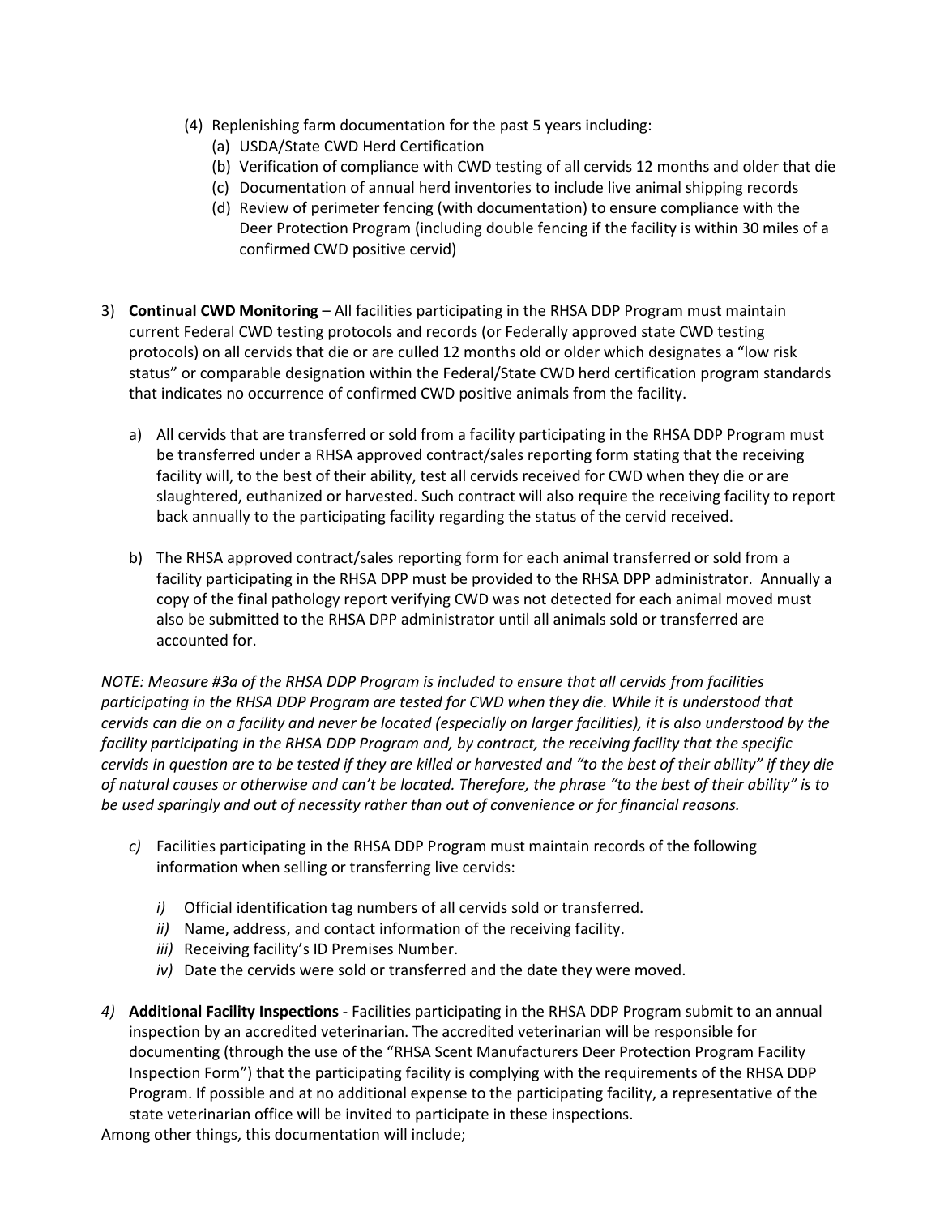(4) Replenishing farm documentation for the past 5 years including:
   (a) USDA/State CWD Herd Certification
   (b) Verification of compliance with CWD testing of all cervids 12 months and older that die
   (c) Documentation of annual herd inventories to include live animal shipping records
   (d) Review of perimeter fencing (with documentation) to ensure compliance with the Deer Protection Program (including double fencing if the facility is within 30 miles of a confirmed CWD positive cervid)

3) **Continual CWD Monitoring** – All facilities participating in the RHSA DDP Program must maintain current Federal CWD testing protocols and records (or Federally approved state CWD testing protocols) on all cervids that die or are culled 12 months old or older which designates a "low risk status" or comparable designation within the Federal/State CWD herd certification program standards that indicates no occurrence of confirmed CWD positive animals from the facility.

   a) All cervids that are transferred or sold from a facility participating in the RHSA DDP Program must be transferred under a RHSA approved contract/sales reporting form stating that the receiving facility will, to the best of their ability, test all cervids received for CWD when they die or are slaughtered, euthanized or harvested. Such contract will also require the receiving facility to report back annually to the participating facility regarding the status of the cervid received.

   b) The RHSA approved contract/sales reporting form for each animal transferred or sold from a facility participating in the RHSA DPP must be provided to the RHSA DPP administrator. Annually a copy of the final pathology report verifying CWD was not detected for each animal moved must also be submitted to the RHSA DPP administrator until all animals sold or transferred are accounted for.

*NOTE: Measure #3a of the RHSA DDP Program is included to ensure that all cervids from facilities participating in the RHSA DDP Program are tested for CWD when they die. While it is understood that cervids can die on a facility and never be located (especially on larger facilities), it is also understood by the facility participating in the RHSA DDP Program and, by contract, the receiving facility that the specific cervids in question are to be tested if they are killed or harvested and "to the best of their ability" if they die of natural causes or otherwise and can't be located. Therefore, the phrase "to the best of their ability" is to be used sparingly and out of necessity rather than out of convenience or for financial reasons.*

   *c)* Facilities participating in the RHSA DDP Program must maintain records of the following information when selling or transferring live cervids:

      *i)* Official identification tag numbers of all cervids sold or transferred.
      *ii)* Name, address, and contact information of the receiving facility.
      *iii)* Receiving facility's ID Premises Number.
      *iv)* Date the cervids were sold or transferred and the date they were moved.

*4)* **Additional Facility Inspections** - Facilities participating in the RHSA DDP Program submit to an annual inspection by an accredited veterinarian. The accredited veterinarian will be responsible for documenting (through the use of the "RHSA Scent Manufacturers Deer Protection Program Facility Inspection Form") that the participating facility is complying with the requirements of the RHSA DDP Program. If possible and at no additional expense to the participating facility, a representative of the state veterinarian office will be invited to participate in these inspections.

Among other things, this documentation will include;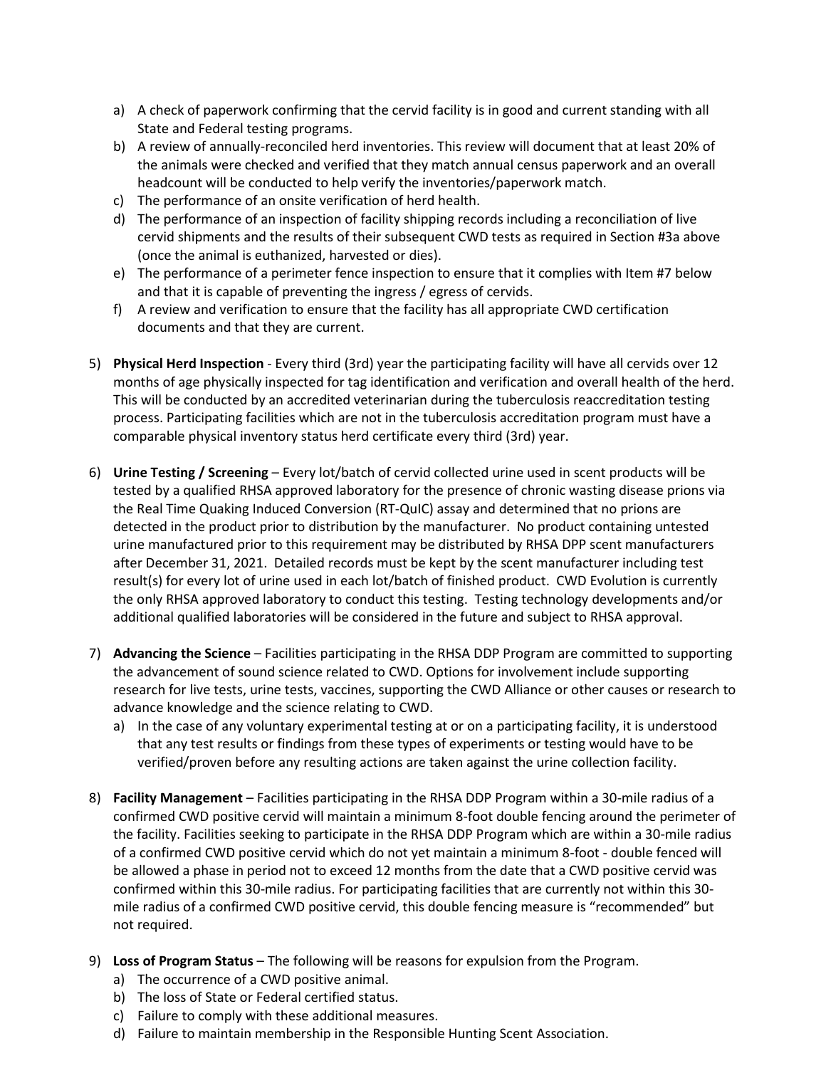a) A check of paperwork confirming that the cervid facility is in good and current standing with all State and Federal testing programs.
b) A review of annually-reconciled herd inventories. This review will document that at least 20% of the animals were checked and verified that they match annual census paperwork and an overall headcount will be conducted to help verify the inventories/paperwork match.
c) The performance of an onsite verification of herd health.
d) The performance of an inspection of facility shipping records including a reconciliation of live cervid shipments and the results of their subsequent CWD tests as required in Section #3a above (once the animal is euthanized, harvested or dies).
e) The performance of a perimeter fence inspection to ensure that it complies with Item #7 below and that it is capable of preventing the ingress / egress of cervids.
f) A review and verification to ensure that the facility has all appropriate CWD certification documents and that they are current.

5) **Physical Herd Inspection** - Every third (3rd) year the participating facility will have all cervids over 12 months of age physically inspected for tag identification and verification and overall health of the herd. This will be conducted by an accredited veterinarian during the tuberculosis reaccreditation testing process. Participating facilities which are not in the tuberculosis accreditation program must have a comparable physical inventory status herd certificate every third (3rd) year.

6) **Urine Testing / Screening** – Every lot/batch of cervid collected urine used in scent products will be tested by a qualified RHSA approved laboratory for the presence of chronic wasting disease prions via the Real Time Quaking Induced Conversion (RT-QuIC) assay and determined that no prions are detected in the product prior to distribution by the manufacturer. No product containing untested urine manufactured prior to this requirement may be distributed by RHSA DPP scent manufacturers after December 31, 2021. Detailed records must be kept by the scent manufacturer including test result(s) for every lot of urine used in each lot/batch of finished product. CWD Evolution is currently the only RHSA approved laboratory to conduct this testing. Testing technology developments and/or additional qualified laboratories will be considered in the future and subject to RHSA approval.

7) **Advancing the Science** – Facilities participating in the RHSA DDP Program are committed to supporting the advancement of sound science related to CWD. Options for involvement include supporting research for live tests, urine tests, vaccines, supporting the CWD Alliance or other causes or research to advance knowledge and the science relating to CWD.
   a) In the case of any voluntary experimental testing at or on a participating facility, it is understood that any test results or findings from these types of experiments or testing would have to be verified/proven before any resulting actions are taken against the urine collection facility.

8) **Facility Management** – Facilities participating in the RHSA DDP Program within a 30-mile radius of a confirmed CWD positive cervid will maintain a minimum 8-foot double fencing around the perimeter of the facility. Facilities seeking to participate in the RHSA DDP Program which are within a 30-mile radius of a confirmed CWD positive cervid which do not yet maintain a minimum 8-foot - double fenced will be allowed a phase in period not to exceed 12 months from the date that a CWD positive cervid was confirmed within this 30-mile radius. For participating facilities that are currently not within this 30-mile radius of a confirmed CWD positive cervid, this double fencing measure is "recommended" but not required.

9) **Loss of Program Status** – The following will be reasons for expulsion from the Program.
   a) The occurrence of a CWD positive animal.
   b) The loss of State or Federal certified status.
   c) Failure to comply with these additional measures.
   d) Failure to maintain membership in the Responsible Hunting Scent Association.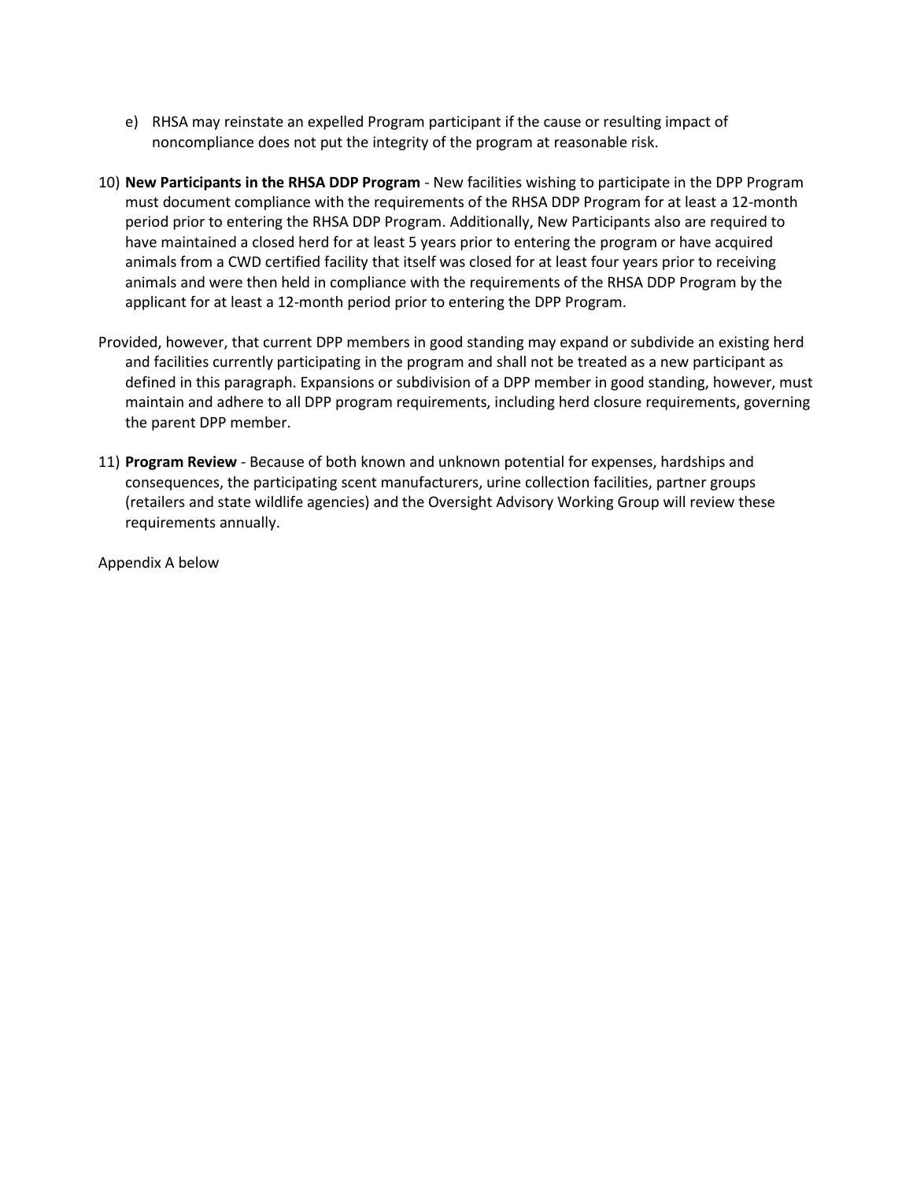e) RHSA may reinstate an expelled Program participant if the cause or resulting impact of noncompliance does not put the integrity of the program at reasonable risk.

10) **New Participants in the RHSA DDP Program** - New facilities wishing to participate in the DPP Program must document compliance with the requirements of the RHSA DDP Program for at least a 12-month period prior to entering the RHSA DDP Program. Additionally, New Participants also are required to have maintained a closed herd for at least 5 years prior to entering the program or have acquired animals from a CWD certified facility that itself was closed for at least four years prior to receiving animals and were then held in compliance with the requirements of the RHSA DDP Program by the applicant for at least a 12-month period prior to entering the DPP Program.

Provided, however, that current DPP members in good standing may expand or subdivide an existing herd and facilities currently participating in the program and shall not be treated as a new participant as defined in this paragraph. Expansions or subdivision of a DPP member in good standing, however, must maintain and adhere to all DPP program requirements, including herd closure requirements, governing the parent DPP member.

11) **Program Review** - Because of both known and unknown potential for expenses, hardships and consequences, the participating scent manufacturers, urine collection facilities, partner groups (retailers and state wildlife agencies) and the Oversight Advisory Working Group will review these requirements annually.

Appendix A below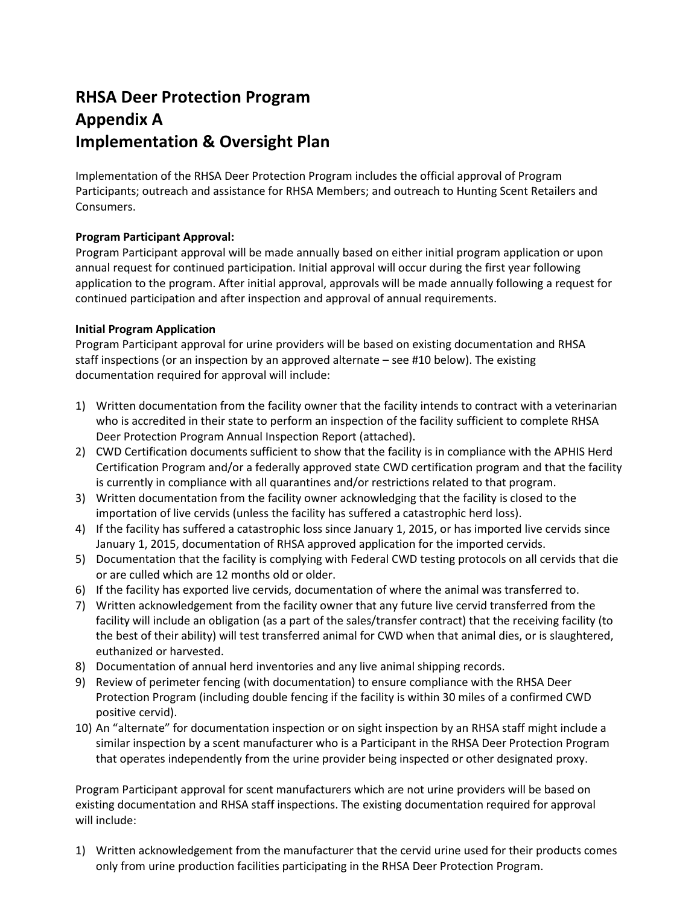# RHSA Deer Protection Program
# Appendix A
# Implementation & Oversight Plan

Implementation of the RHSA Deer Protection Program includes the official approval of Program Participants; outreach and assistance for RHSA Members; and outreach to Hunting Scent Retailers and Consumers.

**Program Participant Approval:**
Program Participant approval will be made annually based on either initial program application or upon annual request for continued participation. Initial approval will occur during the first year following application to the program. After initial approval, approvals will be made annually following a request for continued participation and after inspection and approval of annual requirements.

**Initial Program Application**
Program Participant approval for urine providers will be based on existing documentation and RHSA staff inspections (or an inspection by an approved alternate – see #10 below). The existing documentation required for approval will include:

1) Written documentation from the facility owner that the facility intends to contract with a veterinarian who is accredited in their state to perform an inspection of the facility sufficient to complete RHSA Deer Protection Program Annual Inspection Report (attached).
2) CWD Certification documents sufficient to show that the facility is in compliance with the APHIS Herd Certification Program and/or a federally approved state CWD certification program and that the facility is currently in compliance with all quarantines and/or restrictions related to that program.
3) Written documentation from the facility owner acknowledging that the facility is closed to the importation of live cervids (unless the facility has suffered a catastrophic herd loss).
4) If the facility has suffered a catastrophic loss since January 1, 2015, or has imported live cervids since January 1, 2015, documentation of RHSA approved application for the imported cervids.
5) Documentation that the facility is complying with Federal CWD testing protocols on all cervids that die or are culled which are 12 months old or older.
6) If the facility has exported live cervids, documentation of where the animal was transferred to.
7) Written acknowledgement from the facility owner that any future live cervid transferred from the facility will include an obligation (as a part of the sales/transfer contract) that the receiving facility (to the best of their ability) will test transferred animal for CWD when that animal dies, or is slaughtered, euthanized or harvested.
8) Documentation of annual herd inventories and any live animal shipping records.
9) Review of perimeter fencing (with documentation) to ensure compliance with the RHSA Deer Protection Program (including double fencing if the facility is within 30 miles of a confirmed CWD positive cervid).
10) An "alternate" for documentation inspection or on sight inspection by an RHSA staff might include a similar inspection by a scent manufacturer who is a Participant in the RHSA Deer Protection Program that operates independently from the urine provider being inspected or other designated proxy.

Program Participant approval for scent manufacturers which are not urine providers will be based on existing documentation and RHSA staff inspections. The existing documentation required for approval will include:

1) Written acknowledgement from the manufacturer that the cervid urine used for their products comes only from urine production facilities participating in the RHSA Deer Protection Program.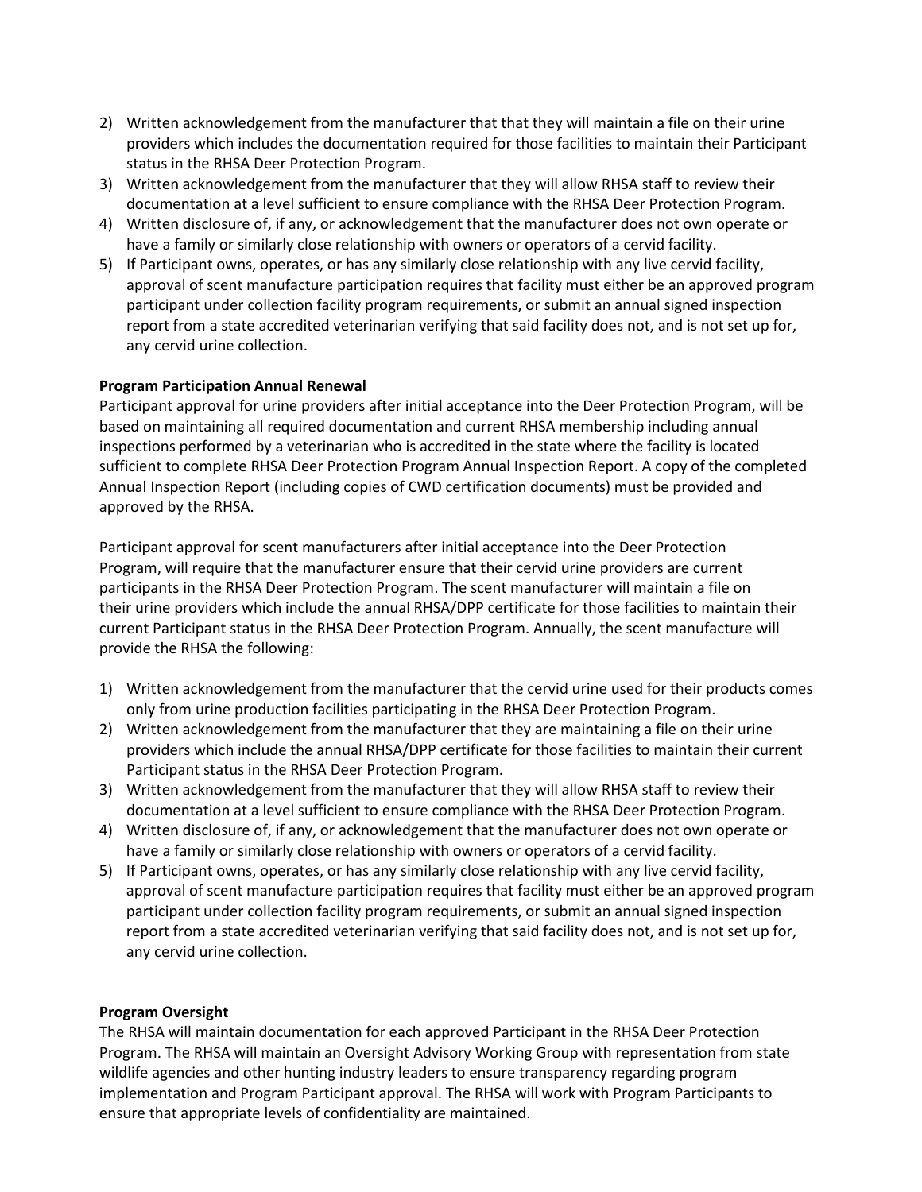2) Written acknowledgement from the manufacturer that that they will maintain a file on their urine providers which includes the documentation required for those facilities to maintain their Participant status in the RHSA Deer Protection Program.
3) Written acknowledgement from the manufacturer that they will allow RHSA staff to review their documentation at a level sufficient to ensure compliance with the RHSA Deer Protection Program.
4) Written disclosure of, if any, or acknowledgement that the manufacturer does not own operate or have a family or similarly close relationship with owners or operators of a cervid facility.
5) If Participant owns, operates, or has any similarly close relationship with any live cervid facility, approval of scent manufacture participation requires that facility must either be an approved program participant under collection facility program requirements, or submit an annual signed inspection report from a state accredited veterinarian verifying that said facility does not, and is not set up for, any cervid urine collection.

**Program Participation Annual Renewal**

Participant approval for urine providers after initial acceptance into the Deer Protection Program, will be based on maintaining all required documentation and current RHSA membership including annual inspections performed by a veterinarian who is accredited in the state where the facility is located sufficient to complete RHSA Deer Protection Program Annual Inspection Report. A copy of the completed Annual Inspection Report (including copies of CWD certification documents) must be provided and approved by the RHSA.

Participant approval for scent manufacturers after initial acceptance into the Deer Protection Program, will require that the manufacturer ensure that their cervid urine providers are current participants in the RHSA Deer Protection Program. The scent manufacturer will maintain a file on their urine providers which include the annual RHSA/DPP certificate for those facilities to maintain their current Participant status in the RHSA Deer Protection Program. Annually, the scent manufacture will provide the RHSA the following:

1) Written acknowledgement from the manufacturer that the cervid urine used for their products comes only from urine production facilities participating in the RHSA Deer Protection Program.
2) Written acknowledgement from the manufacturer that they are maintaining a file on their urine providers which include the annual RHSA/DPP certificate for those facilities to maintain their current Participant status in the RHSA Deer Protection Program.
3) Written acknowledgement from the manufacturer that they will allow RHSA staff to review their documentation at a level sufficient to ensure compliance with the RHSA Deer Protection Program.
4) Written disclosure of, if any, or acknowledgement that the manufacturer does not own operate or have a family or similarly close relationship with owners or operators of a cervid facility.
5) If Participant owns, operates, or has any similarly close relationship with any live cervid facility, approval of scent manufacture participation requires that facility must either be an approved program participant under collection facility program requirements, or submit an annual signed inspection report from a state accredited veterinarian verifying that said facility does not, and is not set up for, any cervid urine collection.

**Program Oversight**

The RHSA will maintain documentation for each approved Participant in the RHSA Deer Protection Program. The RHSA will maintain an Oversight Advisory Working Group with representation from state wildlife agencies and other hunting industry leaders to ensure transparency regarding program implementation and Program Participant approval. The RHSA will work with Program Participants to ensure that appropriate levels of confidentiality are maintained.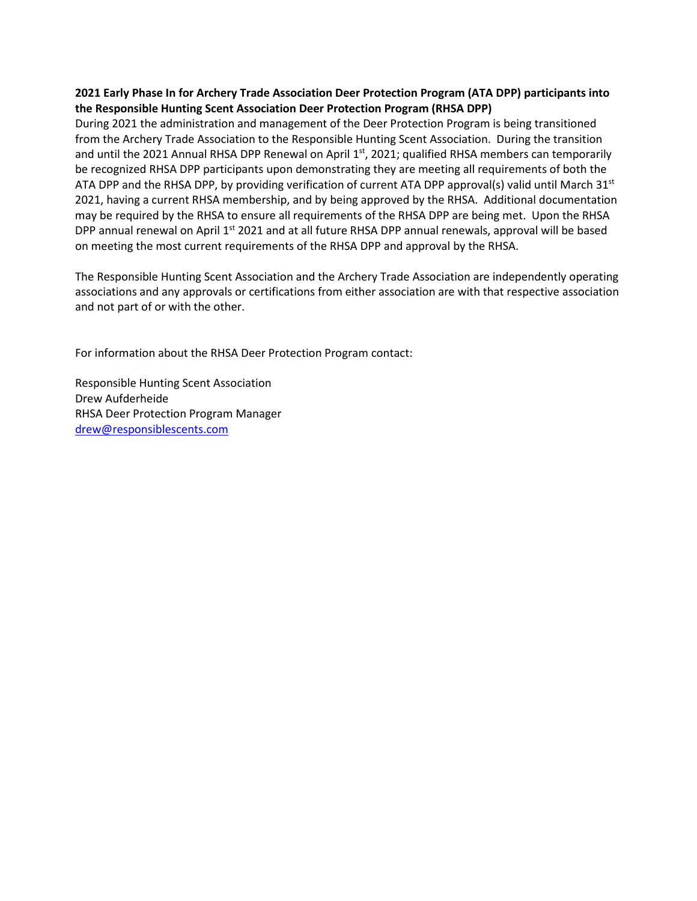**2021 Early Phase In for Archery Trade Association Deer Protection Program (ATA DPP) participants into the Responsible Hunting Scent Association Deer Protection Program (RHSA DPP)**

During 2021 the administration and management of the Deer Protection Program is being transitioned from the Archery Trade Association to the Responsible Hunting Scent Association. During the transition and until the 2021 Annual RHSA DPP Renewal on April 1st, 2021; qualified RHSA members can temporarily be recognized RHSA DPP participants upon demonstrating they are meeting all requirements of both the ATA DPP and the RHSA DPP, by providing verification of current ATA DPP approval(s) valid until March 31st 2021, having a current RHSA membership, and by being approved by the RHSA. Additional documentation may be required by the RHSA to ensure all requirements of the RHSA DPP are being met. Upon the RHSA DPP annual renewal on April 1st 2021 and at all future RHSA DPP annual renewals, approval will be based on meeting the most current requirements of the RHSA DPP and approval by the RHSA.

The Responsible Hunting Scent Association and the Archery Trade Association are independently operating associations and any approvals or certifications from either association are with that respective association and not part of or with the other.

For information about the RHSA Deer Protection Program contact:

Responsible Hunting Scent Association
Drew Aufderheide
RHSA Deer Protection Program Manager
drew@responsiblescents.com